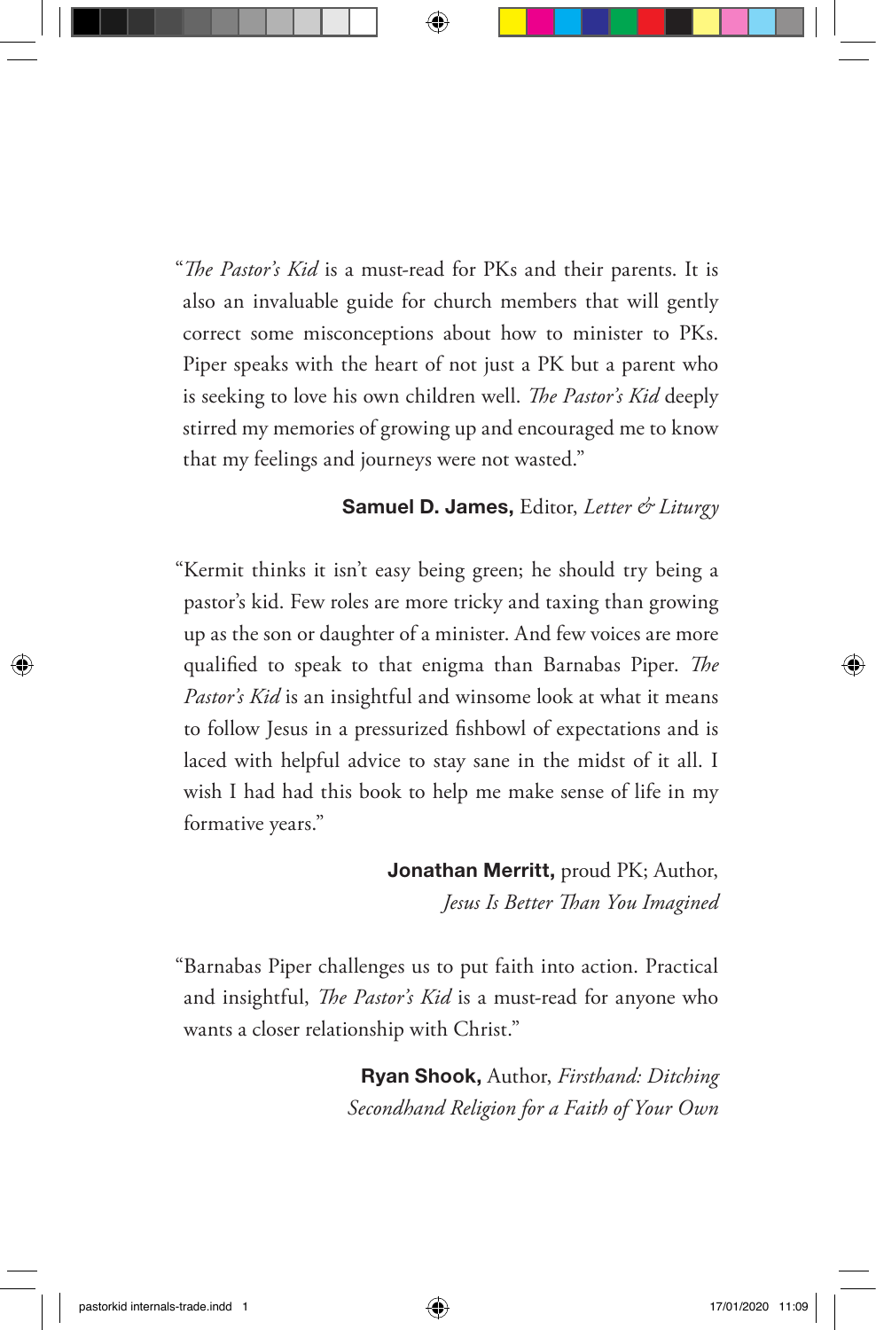"*The Pastor's Kid* is a must-read for PKs and their parents. It is also an invaluable guide for church members that will gently correct some misconceptions about how to minister to PKs. Piper speaks with the heart of not just a PK but a parent who is seeking to love his own children well. *The Pastor's Kid* deeply stirred my memories of growing up and encouraged me to know that my feelings and journeys were not wasted."

**Samuel D. James,** Editor, *Letter & Liturgy*

"Kermit thinks it isn't easy being green; he should try being a pastor's kid. Few roles are more tricky and taxing than growing up as the son or daughter of a minister. And few voices are more qualified to speak to that enigma than Barnabas Piper. *The Pastor's Kid* is an insightful and winsome look at what it means to follow Jesus in a pressurized fishbowl of expectations and is laced with helpful advice to stay sane in the midst of it all. I wish I had had this book to help me make sense of life in my formative years."

**Jonathan Merritt,** proud PK; Author, *Jesus Is Better Than You Imagined*

"Barnabas Piper challenges us to put faith into action. Practical and insightful, *The Pastor's Kid* is a must-read for anyone who wants a closer relationship with Christ."

**Ryan Shook,** Author, *Firsthand: Ditching Secondhand Religion for a Faith of Your Own*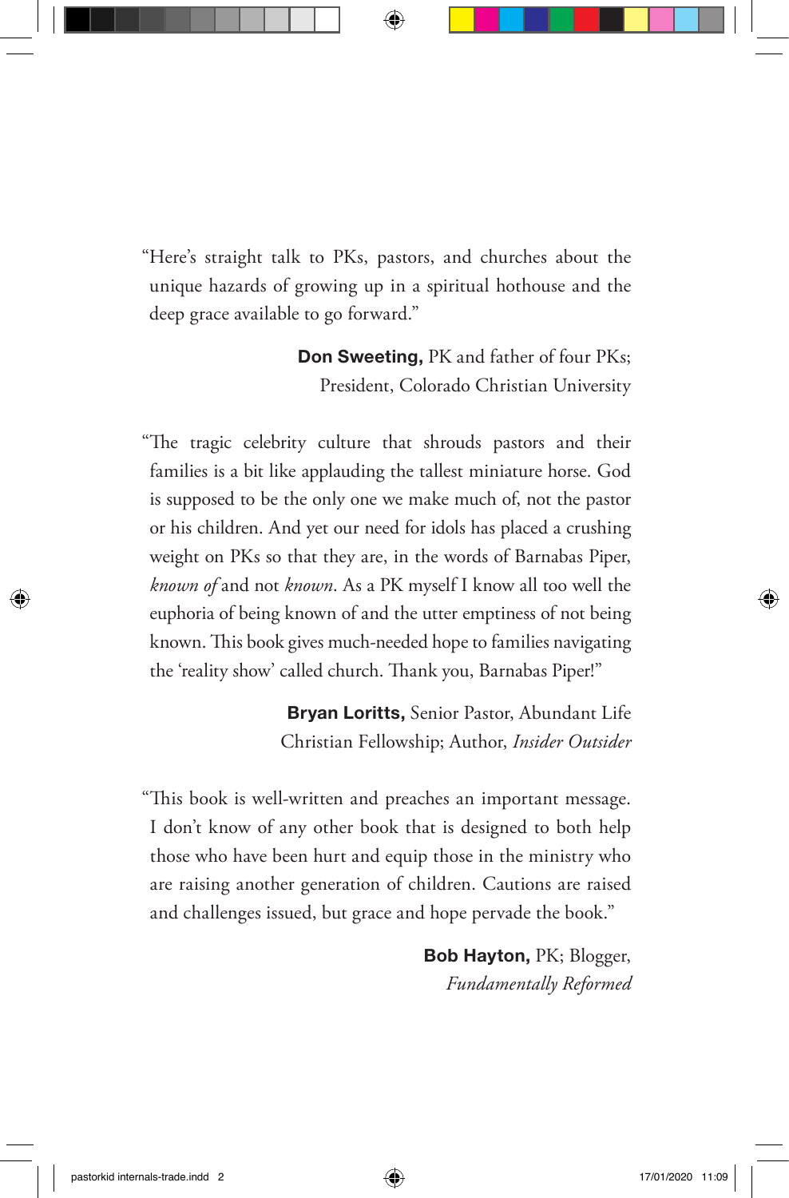"Here's straight talk to PKs, pastors, and churches about the unique hazards of growing up in a spiritual hothouse and the deep grace available to go forward."

**Don Sweeting,** PK and father of four PKs; President, Colorado Christian University

"The tragic celebrity culture that shrouds pastors and their families is a bit like applauding the tallest miniature horse. God is supposed to be the only one we make much of, not the pastor or his children. And yet our need for idols has placed a crushing weight on PKs so that they are, in the words of Barnabas Piper, *known of* and not *known*. As a PK myself I know all too well the euphoria of being known of and the utter emptiness of not being known. This book gives much-needed hope to families navigating the 'reality show' called church. Thank you, Barnabas Piper!"

**Bryan Loritts,** Senior Pastor, Abundant Life Christian Fellowship; Author, *Insider Outsider*

"This book is well-written and preaches an important message. I don't know of any other book that is designed to both help those who have been hurt and equip those in the ministry who are raising another generation of children. Cautions are raised and challenges issued, but grace and hope pervade the book."

**Bob Hayton,** PK; Blogger, *Fundamentally Reformed*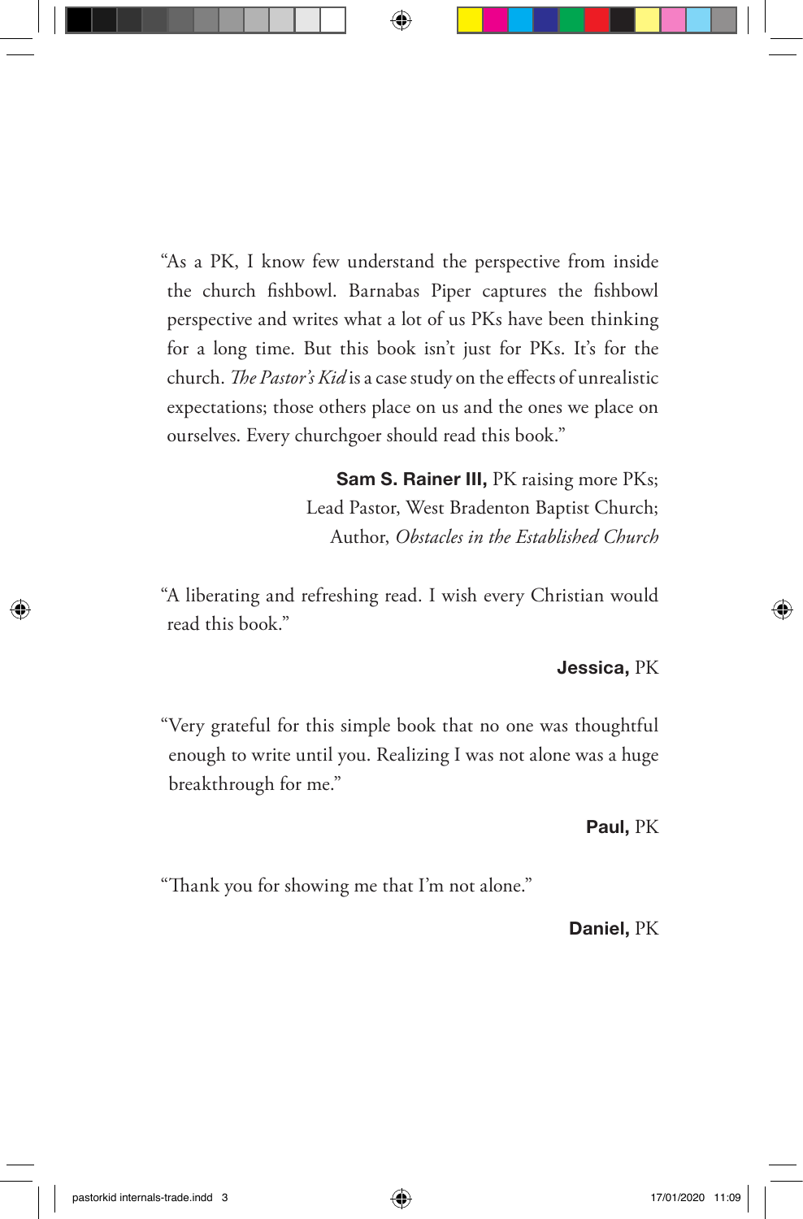"As a PK, I know few understand the perspective from inside the church fishbowl. Barnabas Piper captures the fishbowl perspective and writes what a lot of us PKs have been thinking for a long time. But this book isn't just for PKs. It's for the church. *The Pastor's Kid* is a case study on the effects of unrealistic expectations; those others place on us and the ones we place on ourselves. Every churchgoer should read this book."

**Sam S. Rainer III,** PK raising more PKs;
Lead Pastor, West Bradenton Baptist Church;
Author, *Obstacles in the Established Church*

"A liberating and refreshing read. I wish every Christian would read this book."

**Jessica,** PK

"Very grateful for this simple book that no one was thoughtful enough to write until you. Realizing I was not alone was a huge breakthrough for me."

**Paul,** PK

"Thank you for showing me that I'm not alone."

**Daniel,** PK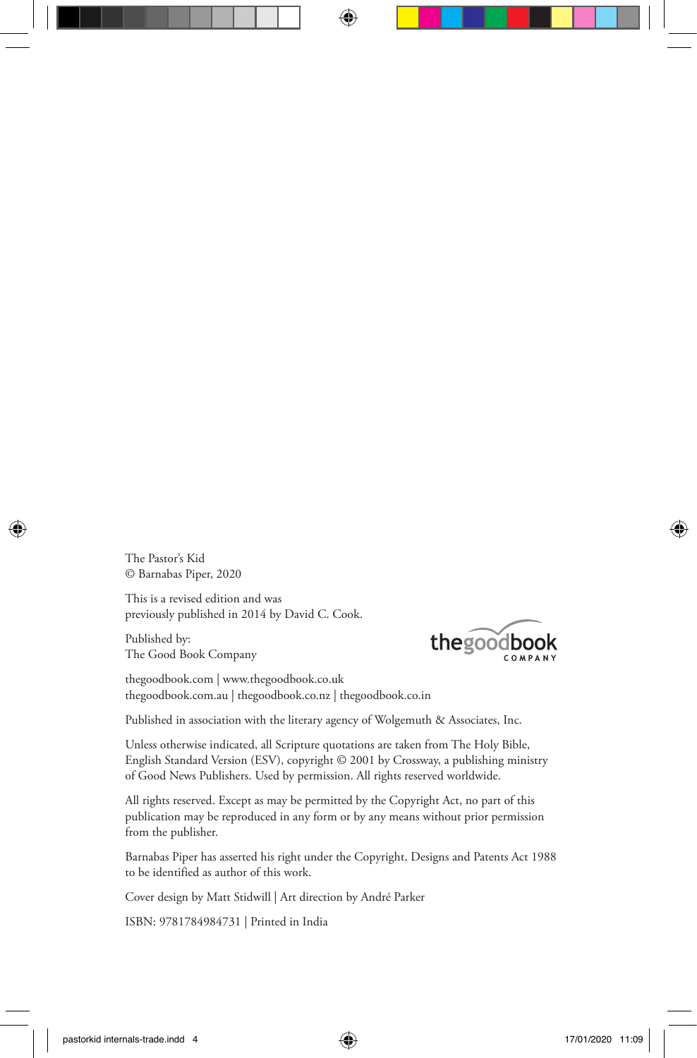The Pastor's Kid  
© Barnabas Piper, 2020

This is a revised edition and was  
previously published in 2014 by David C. Cook.

Published by:  
The Good Book Company

thegoodbook.com | www.thegoodbook.co.uk  
thegoodbook.com.au | thegoodbook.co.nz | thegoodbook.co.in

Published in association with the literary agency of Wolgemuth & Associates, Inc.

Unless otherwise indicated, all Scripture quotations are taken from The Holy Bible, English Standard Version (ESV), copyright © 2001 by Crossway, a publishing ministry of Good News Publishers. Used by permission. All rights reserved worldwide.

All rights reserved. Except as may be permitted by the Copyright Act, no part of this publication may be reproduced in any form or by any means without prior permission from the publisher.

Barnabas Piper has asserted his right under the Copyright, Designs and Patents Act 1988 to be identified as author of this work.

Cover design by Matt Stidwill | Art direction by André Parker

ISBN: 9781784984731 | Printed in India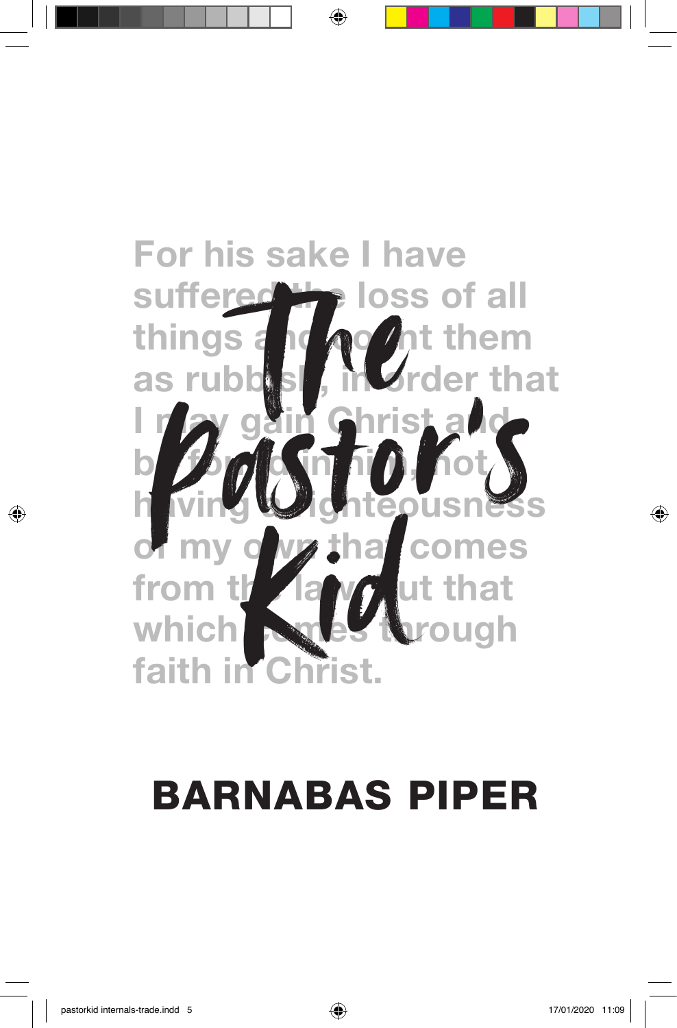# The Pastor's Kid

For his sake I have suffered the loss of all things and count them as rubbish, in order that I may gain Christ and be found in him, not having a righteousness of my own that comes from the law, but that which comes through faith in Christ.

## BARNABAS PIPER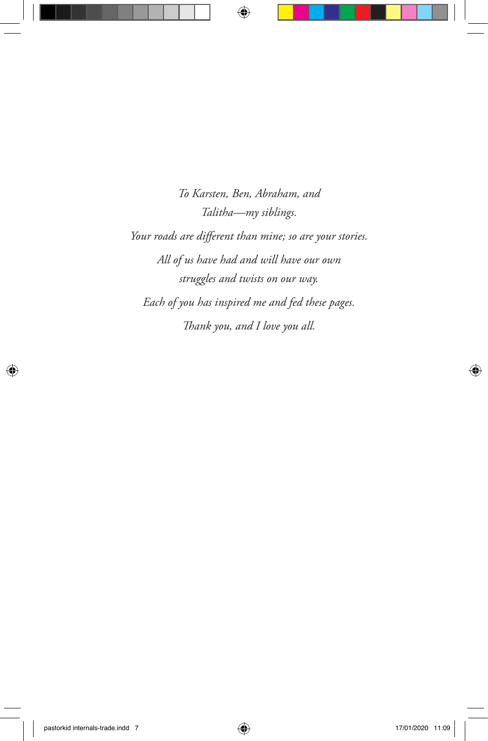*To Karsten, Ben, Abraham, and*
*Talitha—my siblings.*

*Your roads are different than mine; so are your stories.*

*All of us have had and will have our own*
*struggles and twists on our way.*

*Each of you has inspired me and fed these pages.*

*Thank you, and I love you all.*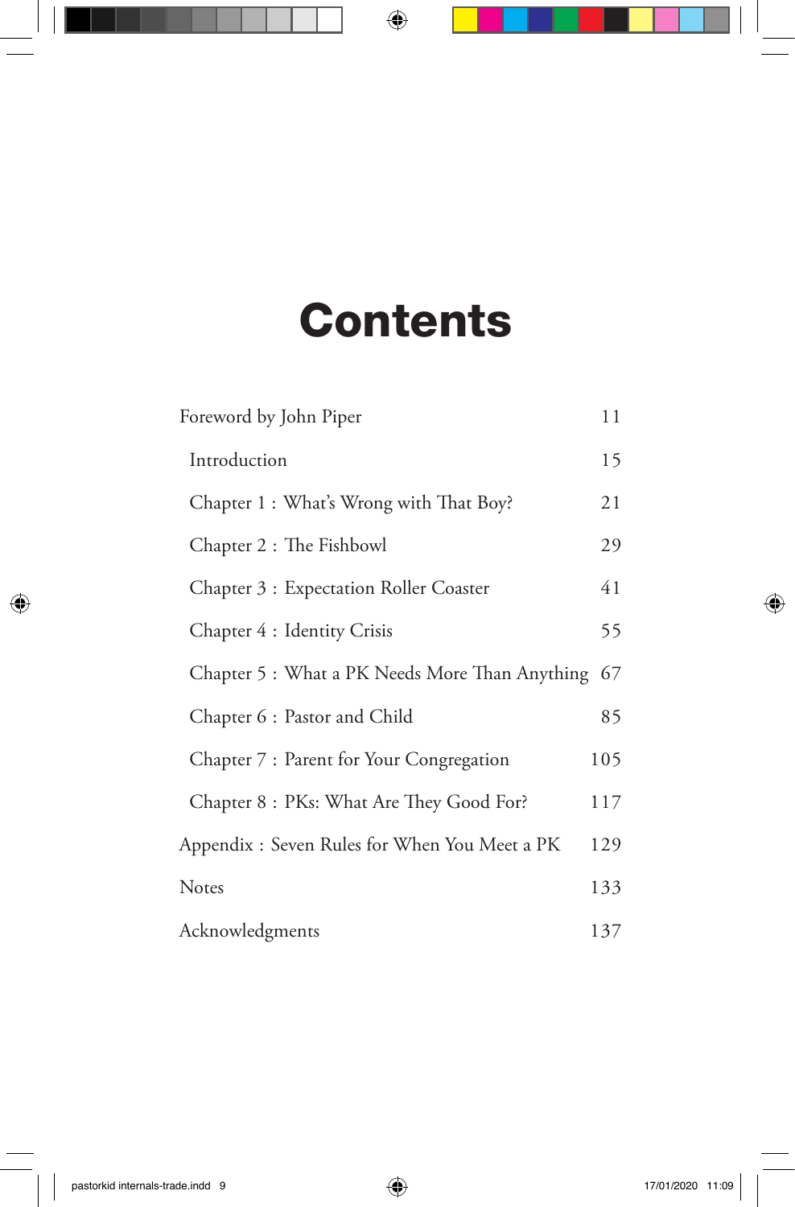# Contents

| | |
|---|---|
| Foreword by John Piper | 11 |
| Introduction | 15 |
| Chapter 1 : What's Wrong with That Boy? | 21 |
| Chapter 2 : The Fishbowl | 29 |
| Chapter 3 : Expectation Roller Coaster | 41 |
| Chapter 4 : Identity Crisis | 55 |
| Chapter 5 : What a PK Needs More Than Anything | 67 |
| Chapter 6 : Pastor and Child | 85 |
| Chapter 7 : Parent for Your Congregation | 105 |
| Chapter 8 : PKs: What Are They Good For? | 117 |
| Appendix : Seven Rules for When You Meet a PK | 129 |
| Notes | 133 |
| Acknowledgments | 137 |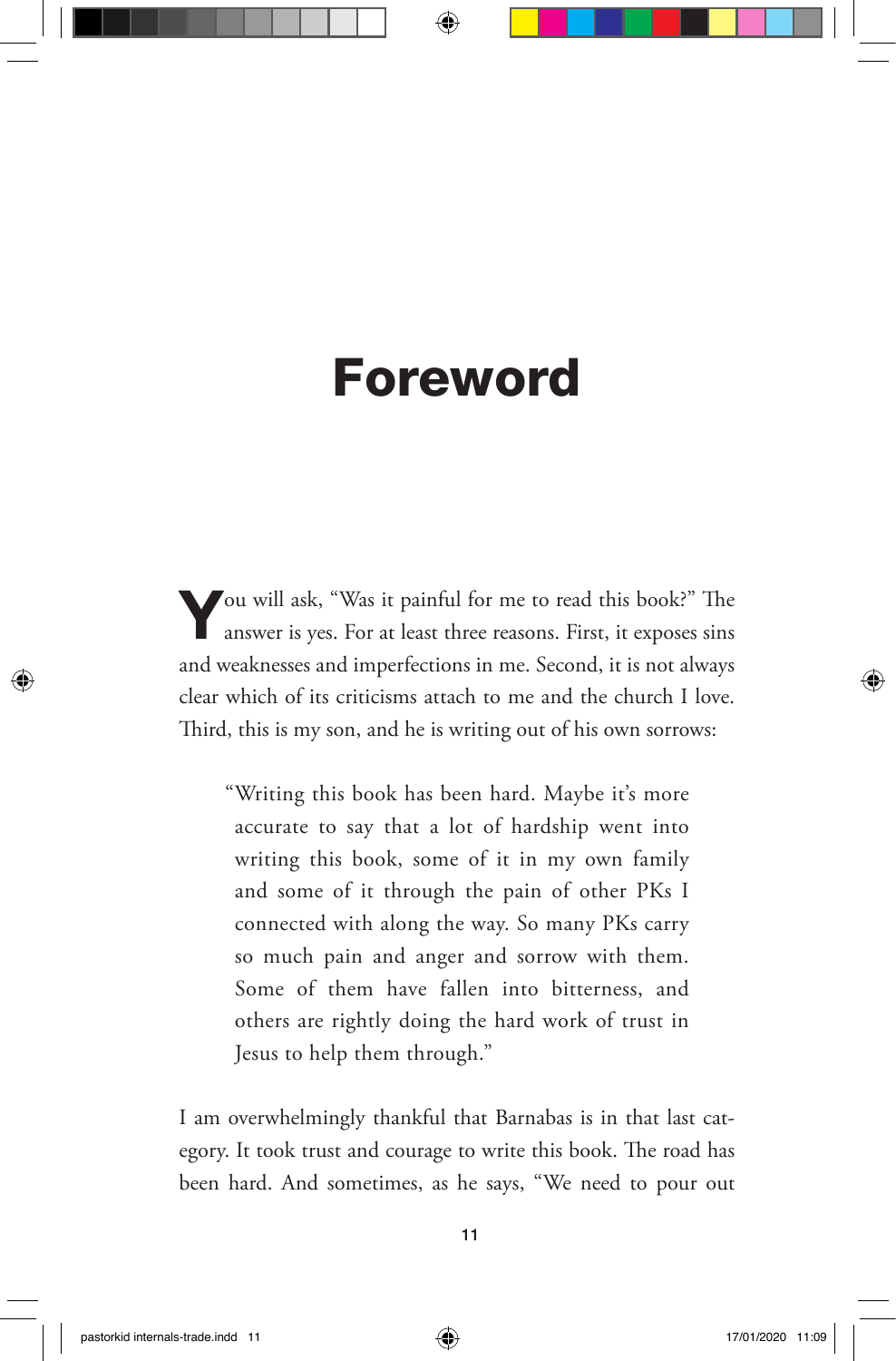# Foreword

You will ask, "Was it painful for me to read this book?" The answer is yes. For at least three reasons. First, it exposes sins and weaknesses and imperfections in me. Second, it is not always clear which of its criticisms attach to me and the church I love. Third, this is my son, and he is writing out of his own sorrows:

> "Writing this book has been hard. Maybe it's more accurate to say that a lot of hardship went into writing this book, some of it in my own family and some of it through the pain of other PKs I connected with along the way. So many PKs carry so much pain and anger and sorrow with them. Some of them have fallen into bitterness, and others are rightly doing the hard work of trust in Jesus to help them through."

I am overwhelmingly thankful that Barnabas is in that last category. It took trust and courage to write this book. The road has been hard. And sometimes, as he says, "We need to pour out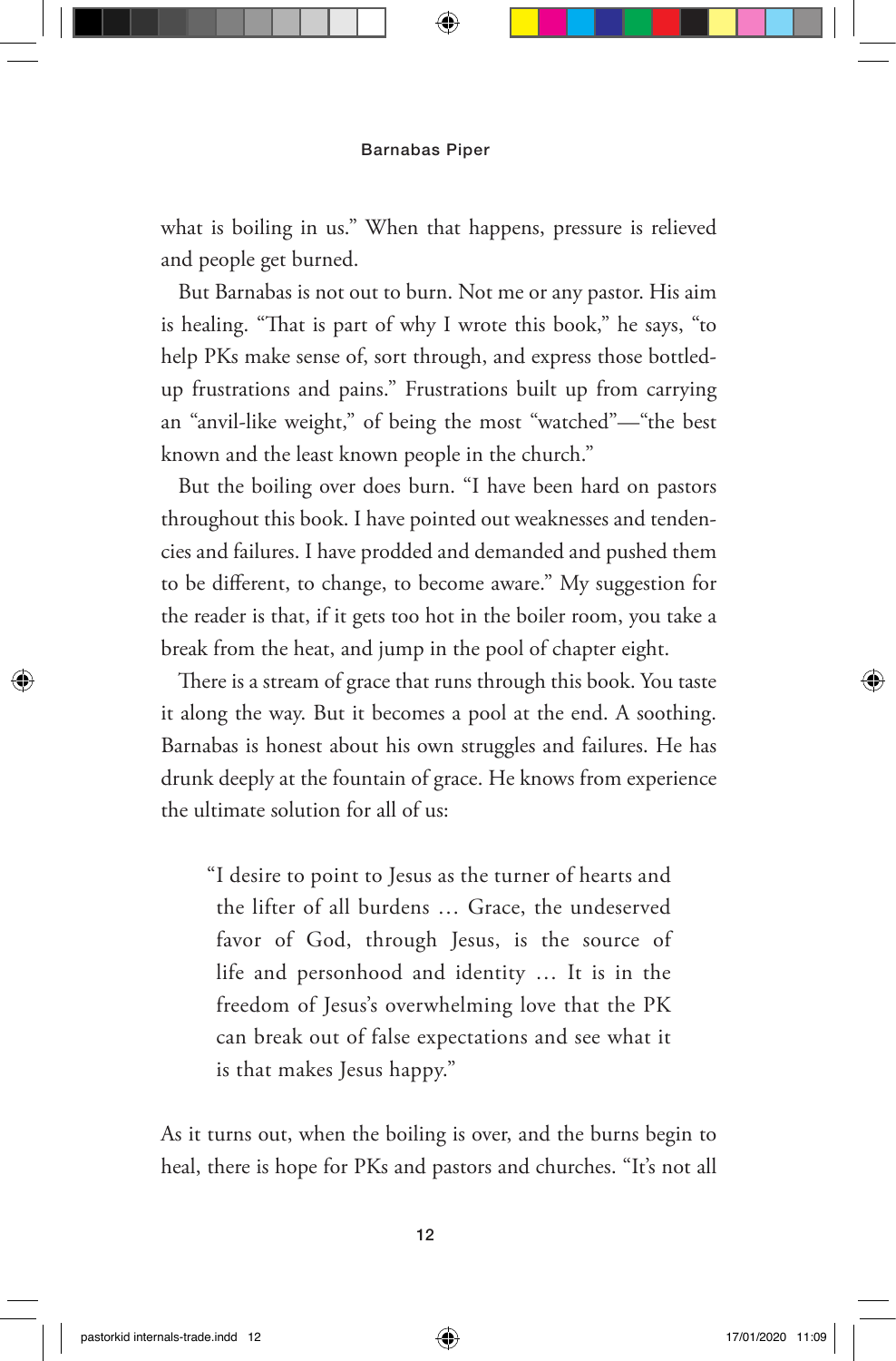what is boiling in us." When that happens, pressure is relieved and people get burned.

But Barnabas is not out to burn. Not me or any pastor. His aim is healing. "That is part of why I wrote this book," he says, "to help PKs make sense of, sort through, and express those bottled-up frustrations and pains." Frustrations built up from carrying an "anvil-like weight," of being the most "watched"—"the best known and the least known people in the church."

But the boiling over does burn. "I have been hard on pastors throughout this book. I have pointed out weaknesses and tendencies and failures. I have prodded and demanded and pushed them to be different, to change, to become aware." My suggestion for the reader is that, if it gets too hot in the boiler room, you take a break from the heat, and jump in the pool of chapter eight.

There is a stream of grace that runs through this book. You taste it along the way. But it becomes a pool at the end. A soothing. Barnabas is honest about his own struggles and failures. He has drunk deeply at the fountain of grace. He knows from experience the ultimate solution for all of us:

> "I desire to point to Jesus as the turner of hearts and the lifter of all burdens … Grace, the undeserved favor of God, through Jesus, is the source of life and personhood and identity … It is in the freedom of Jesus's overwhelming love that the PK can break out of false expectations and see what it is that makes Jesus happy."

As it turns out, when the boiling is over, and the burns begin to heal, there is hope for PKs and pastors and churches. "It's not all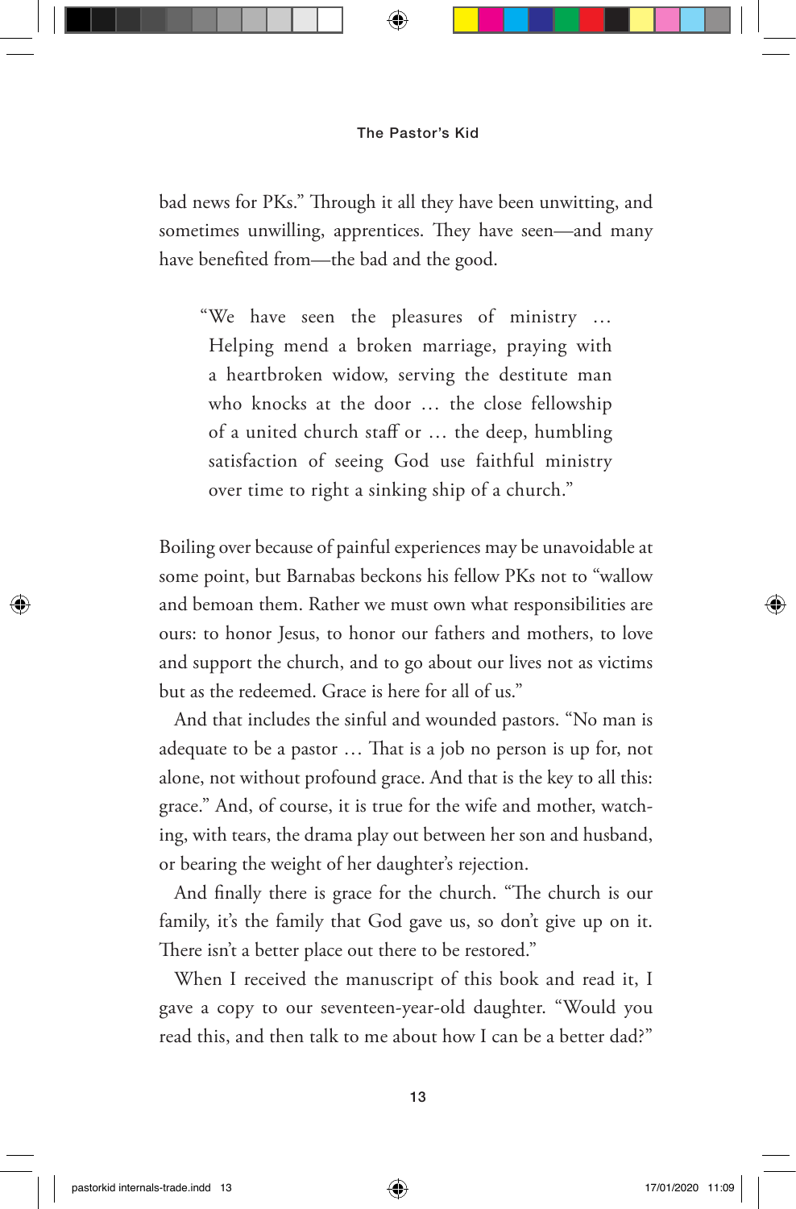bad news for PKs." Through it all they have been unwitting, and sometimes unwilling, apprentices. They have seen—and many have benefited from—the bad and the good.

> "We have seen the pleasures of ministry … Helping mend a broken marriage, praying with a heartbroken widow, serving the destitute man who knocks at the door … the close fellowship of a united church staff or … the deep, humbling satisfaction of seeing God use faithful ministry over time to right a sinking ship of a church."

Boiling over because of painful experiences may be unavoidable at some point, but Barnabas beckons his fellow PKs not to "wallow and bemoan them. Rather we must own what responsibilities are ours: to honor Jesus, to honor our fathers and mothers, to love and support the church, and to go about our lives not as victims but as the redeemed. Grace is here for all of us."

And that includes the sinful and wounded pastors. "No man is adequate to be a pastor … That is a job no person is up for, not alone, not without profound grace. And that is the key to all this: grace." And, of course, it is true for the wife and mother, watching, with tears, the drama play out between her son and husband, or bearing the weight of her daughter's rejection.

And finally there is grace for the church. "The church is our family, it's the family that God gave us, so don't give up on it. There isn't a better place out there to be restored."

When I received the manuscript of this book and read it, I gave a copy to our seventeen-year-old daughter. "Would you read this, and then talk to me about how I can be a better dad?"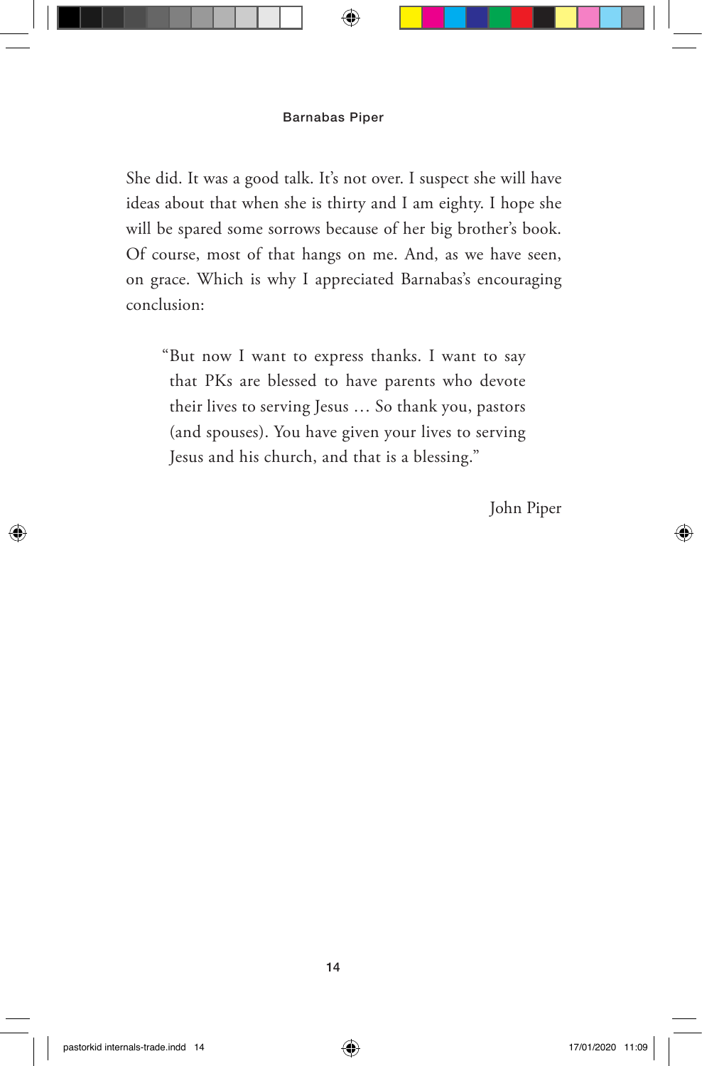She did. It was a good talk. It's not over. I suspect she will have ideas about that when she is thirty and I am eighty. I hope she will be spared some sorrows because of her big brother's book. Of course, most of that hangs on me. And, as we have seen, on grace. Which is why I appreciated Barnabas's encouraging conclusion:

> "But now I want to express thanks. I want to say that PKs are blessed to have parents who devote their lives to serving Jesus … So thank you, pastors (and spouses). You have given your lives to serving Jesus and his church, and that is a blessing."

John Piper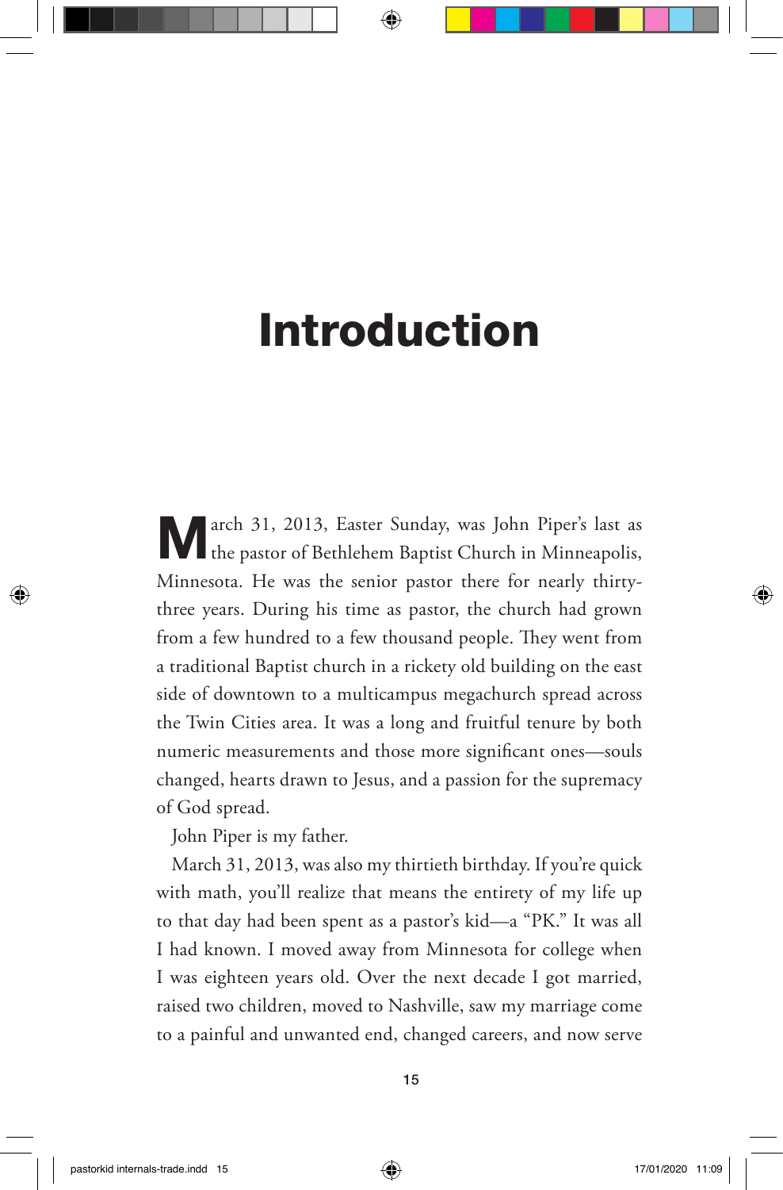# Introduction

March 31, 2013, Easter Sunday, was John Piper's last as the pastor of Bethlehem Baptist Church in Minneapolis, Minnesota. He was the senior pastor there for nearly thirty-three years. During his time as pastor, the church had grown from a few hundred to a few thousand people. They went from a traditional Baptist church in a rickety old building on the east side of downtown to a multicampus megachurch spread across the Twin Cities area. It was a long and fruitful tenure by both numeric measurements and those more significant ones—souls changed, hearts drawn to Jesus, and a passion for the supremacy of God spread.

John Piper is my father.

March 31, 2013, was also my thirtieth birthday. If you're quick with math, you'll realize that means the entirety of my life up to that day had been spent as a pastor's kid—a "PK." It was all I had known. I moved away from Minnesota for college when I was eighteen years old. Over the next decade I got married, raised two children, moved to Nashville, saw my marriage come to a painful and unwanted end, changed careers, and now serve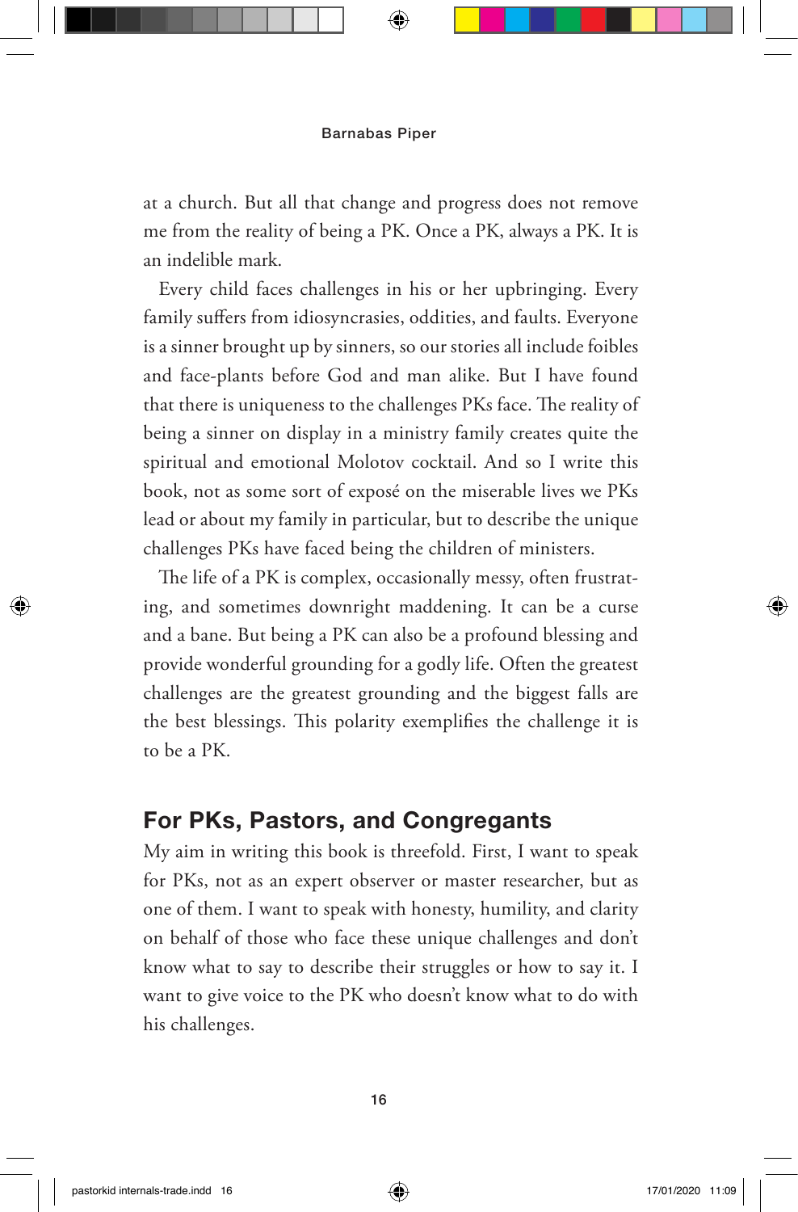at a church. But all that change and progress does not remove me from the reality of being a PK. Once a PK, always a PK. It is an indelible mark.

Every child faces challenges in his or her upbringing. Every family suffers from idiosyncrasies, oddities, and faults. Everyone is a sinner brought up by sinners, so our stories all include foibles and face-plants before God and man alike. But I have found that there is uniqueness to the challenges PKs face. The reality of being a sinner on display in a ministry family creates quite the spiritual and emotional Molotov cocktail. And so I write this book, not as some sort of exposé on the miserable lives we PKs lead or about my family in particular, but to describe the unique challenges PKs have faced being the children of ministers.

The life of a PK is complex, occasionally messy, often frustrating, and sometimes downright maddening. It can be a curse and a bane. But being a PK can also be a profound blessing and provide wonderful grounding for a godly life. Often the greatest challenges are the greatest grounding and the biggest falls are the best blessings. This polarity exemplifies the challenge it is to be a PK.

## For PKs, Pastors, and Congregants

My aim in writing this book is threefold. First, I want to speak for PKs, not as an expert observer or master researcher, but as one of them. I want to speak with honesty, humility, and clarity on behalf of those who face these unique challenges and don't know what to say to describe their struggles or how to say it. I want to give voice to the PK who doesn't know what to do with his challenges.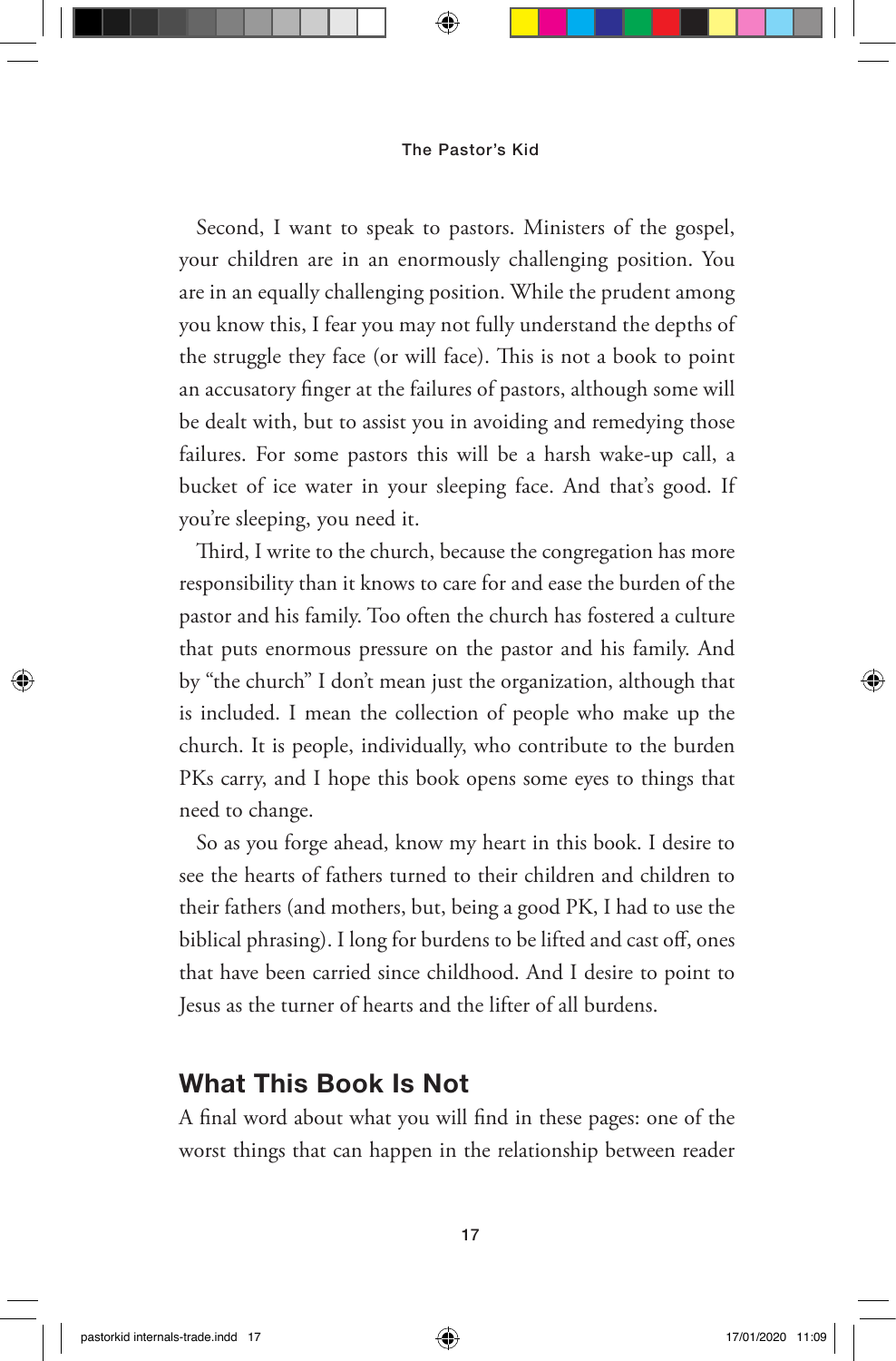Second, I want to speak to pastors. Ministers of the gospel, your children are in an enormously challenging position. You are in an equally challenging position. While the prudent among you know this, I fear you may not fully understand the depths of the struggle they face (or will face). This is not a book to point an accusatory finger at the failures of pastors, although some will be dealt with, but to assist you in avoiding and remedying those failures. For some pastors this will be a harsh wake-up call, a bucket of ice water in your sleeping face. And that's good. If you're sleeping, you need it.

Third, I write to the church, because the congregation has more responsibility than it knows to care for and ease the burden of the pastor and his family. Too often the church has fostered a culture that puts enormous pressure on the pastor and his family. And by "the church" I don't mean just the organization, although that is included. I mean the collection of people who make up the church. It is people, individually, who contribute to the burden PKs carry, and I hope this book opens some eyes to things that need to change.

So as you forge ahead, know my heart in this book. I desire to see the hearts of fathers turned to their children and children to their fathers (and mothers, but, being a good PK, I had to use the biblical phrasing). I long for burdens to be lifted and cast off, ones that have been carried since childhood. And I desire to point to Jesus as the turner of hearts and the lifter of all burdens.

## What This Book Is Not

A final word about what you will find in these pages: one of the worst things that can happen in the relationship between reader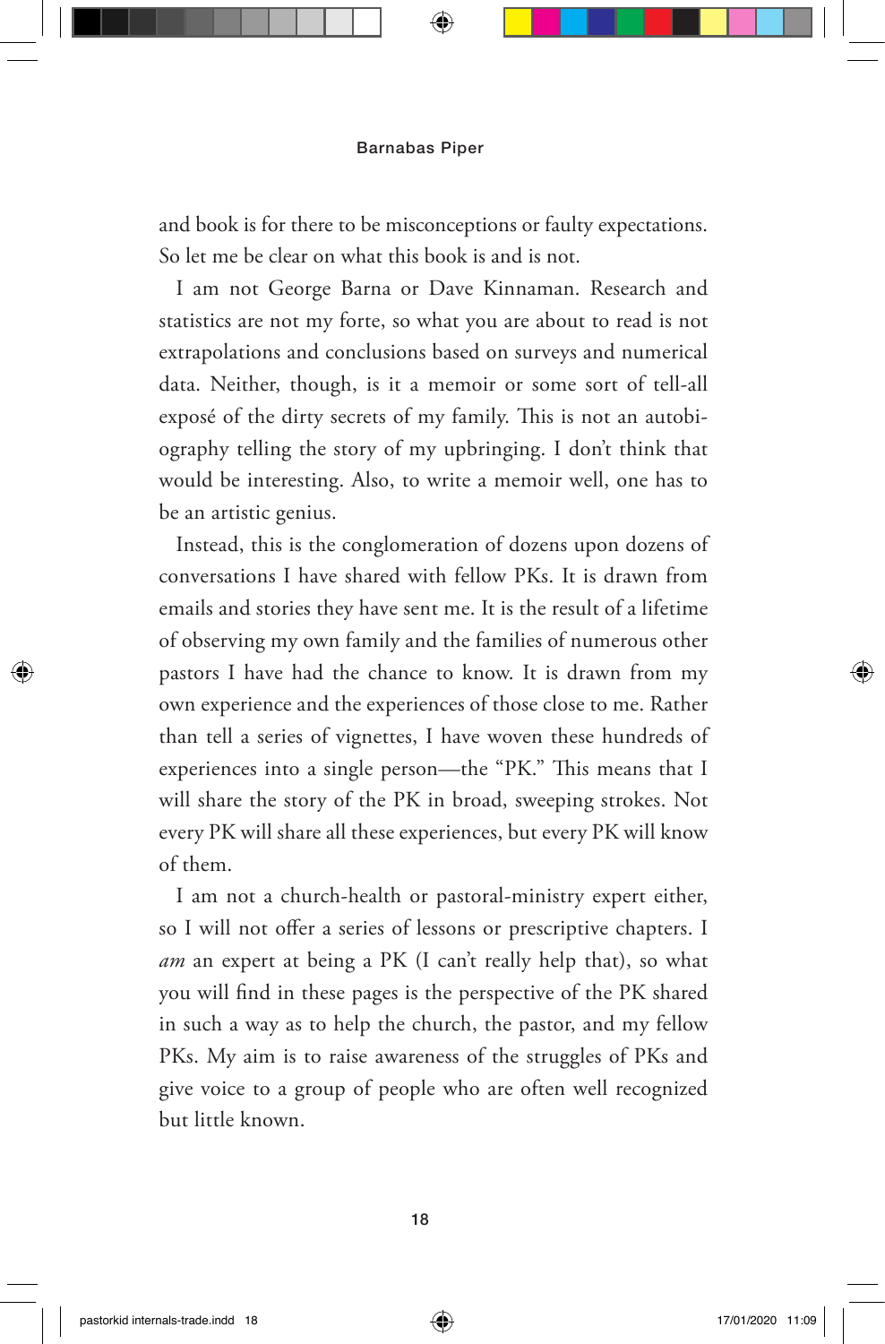and book is for there to be misconceptions or faulty expectations. So let me be clear on what this book is and is not.

I am not George Barna or Dave Kinnaman. Research and statistics are not my forte, so what you are about to read is not extrapolations and conclusions based on surveys and numerical data. Neither, though, is it a memoir or some sort of tell-all exposé of the dirty secrets of my family. This is not an autobiography telling the story of my upbringing. I don't think that would be interesting. Also, to write a memoir well, one has to be an artistic genius.

Instead, this is the conglomeration of dozens upon dozens of conversations I have shared with fellow PKs. It is drawn from emails and stories they have sent me. It is the result of a lifetime of observing my own family and the families of numerous other pastors I have had the chance to know. It is drawn from my own experience and the experiences of those close to me. Rather than tell a series of vignettes, I have woven these hundreds of experiences into a single person—the "PK." This means that I will share the story of the PK in broad, sweeping strokes. Not every PK will share all these experiences, but every PK will know of them.

I am not a church-health or pastoral-ministry expert either, so I will not offer a series of lessons or prescriptive chapters. I *am* an expert at being a PK (I can't really help that), so what you will find in these pages is the perspective of the PK shared in such a way as to help the church, the pastor, and my fellow PKs. My aim is to raise awareness of the struggles of PKs and give voice to a group of people who are often well recognized but little known.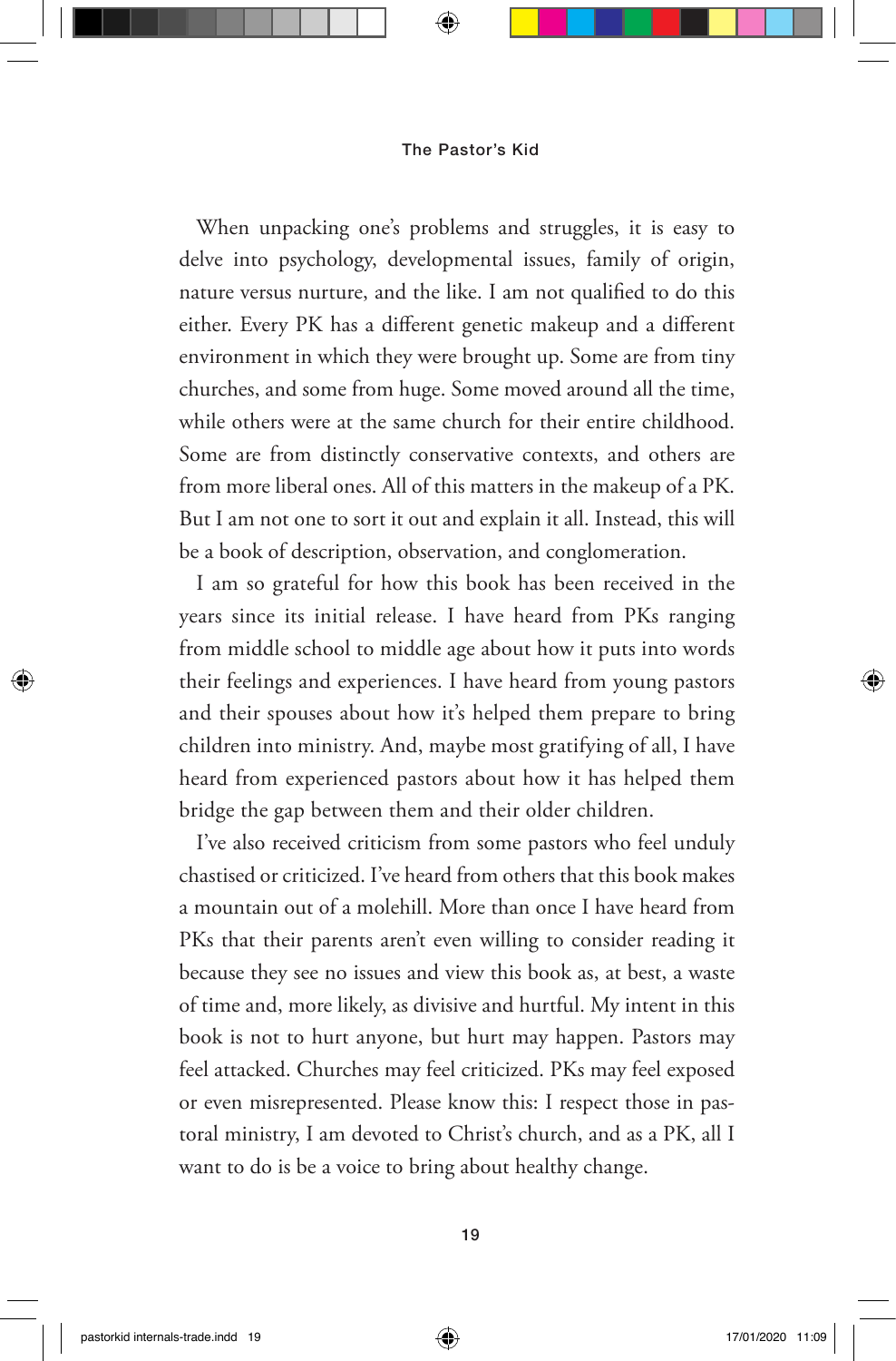When unpacking one's problems and struggles, it is easy to delve into psychology, developmental issues, family of origin, nature versus nurture, and the like. I am not qualified to do this either. Every PK has a different genetic makeup and a different environment in which they were brought up. Some are from tiny churches, and some from huge. Some moved around all the time, while others were at the same church for their entire childhood. Some are from distinctly conservative contexts, and others are from more liberal ones. All of this matters in the makeup of a PK. But I am not one to sort it out and explain it all. Instead, this will be a book of description, observation, and conglomeration.

I am so grateful for how this book has been received in the years since its initial release. I have heard from PKs ranging from middle school to middle age about how it puts into words their feelings and experiences. I have heard from young pastors and their spouses about how it's helped them prepare to bring children into ministry. And, maybe most gratifying of all, I have heard from experienced pastors about how it has helped them bridge the gap between them and their older children.

I've also received criticism from some pastors who feel unduly chastised or criticized. I've heard from others that this book makes a mountain out of a molehill. More than once I have heard from PKs that their parents aren't even willing to consider reading it because they see no issues and view this book as, at best, a waste of time and, more likely, as divisive and hurtful. My intent in this book is not to hurt anyone, but hurt may happen. Pastors may feel attacked. Churches may feel criticized. PKs may feel exposed or even misrepresented. Please know this: I respect those in pastoral ministry, I am devoted to Christ's church, and as a PK, all I want to do is be a voice to bring about healthy change.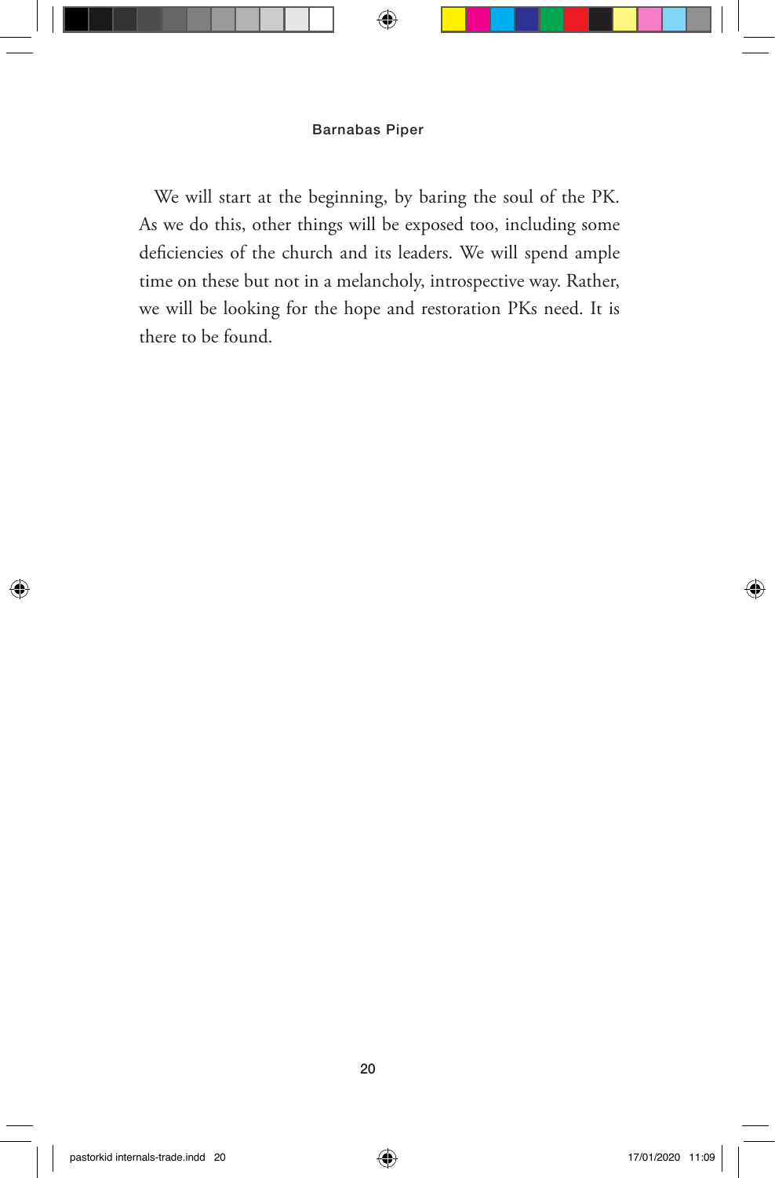We will start at the beginning, by baring the soul of the PK. As we do this, other things will be exposed too, including some deficiencies of the church and its leaders. We will spend ample time on these but not in a melancholy, introspective way. Rather, we will be looking for the hope and restoration PKs need. It is there to be found.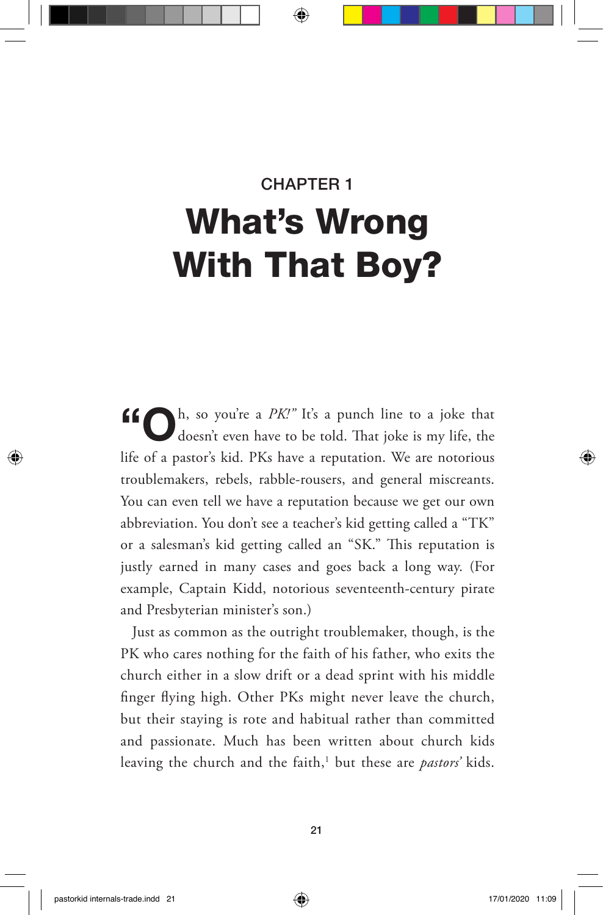CHAPTER 1

# What's Wrong With That Boy?

"Oh, so you're a *PK!"* It's a punch line to a joke that doesn't even have to be told. That joke is my life, the life of a pastor's kid. PKs have a reputation. We are notorious troublemakers, rebels, rabble-rousers, and general miscreants. You can even tell we have a reputation because we get our own abbreviation. You don't see a teacher's kid getting called a "TK" or a salesman's kid getting called an "SK." This reputation is justly earned in many cases and goes back a long way. (For example, Captain Kidd, notorious seventeenth-century pirate and Presbyterian minister's son.)

Just as common as the outright troublemaker, though, is the PK who cares nothing for the faith of his father, who exits the church either in a slow drift or a dead sprint with his middle finger flying high. Other PKs might never leave the church, but their staying is rote and habitual rather than committed and passionate. Much has been written about church kids leaving the church and the faith,[1] but these are *pastors'* kids.